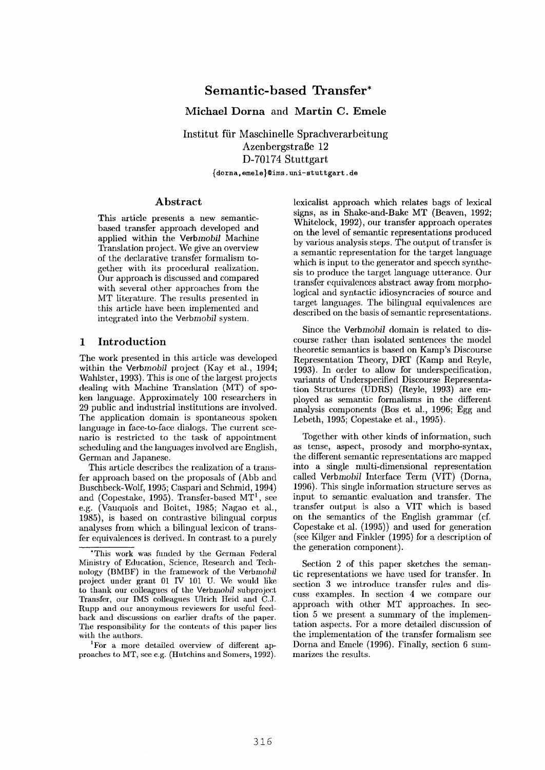# Semantic-based Transfer*

**Michael Dorna** and **Martin C. Emele**

Institut für Maschinelle Sprachverarbeitung
Azenbergstraße 12
D-70174 Stuttgart
{dorna,emele}@ims.uni-stuttgart.de

## Abstract

This article presents a new semantic-based transfer approach developed and applied within the Verb*mobil* Machine Translation project. We give an overview of the declarative transfer formalism together with its procedural realization. Our approach is discussed and compared with several other approaches from the MT literature. The results presented in this article have been implemented and integrated into the Verb*mobil* system.

## 1 Introduction

The work presented in this article was developed within the Verb*mobil* project (Kay et al., 1994; Wahlster, 1993). This is one of the largest projects dealing with Machine Translation (MT) of spoken language. Approximately 100 researchers in 29 public and industrial institutions are involved. The application domain is spontaneous spoken language in face-to-face dialogs. The current scenario is restricted to the task of appointment scheduling and the languages involved are English, German and Japanese.

This article describes the realization of a transfer approach based on the proposals of (Abb and Buschbeck-Wolf, 1995; Caspari and Schmid, 1994) and (Copestake, 1995). Transfer-based MT[1], see e.g. (Vauquois and Boitet, 1985; Nagao et al., 1985), is based on contrastive bilingual corpus analyses from which a bilingual lexicon of transfer equivalences is derived. In contrast to a purely lexicalist approach which relates bags of lexical signs, as in Shake-and-Bake MT (Beaven, 1992; Whitelock, 1992), our transfer approach operates on the level of semantic representations produced by various analysis steps. The output of transfer is a semantic representation for the target language which is input to the generator and speech synthesis to produce the target language utterance. Our transfer equivalences abstract away from morphological and syntactic idiosyncracies of source and target languages. The bilingual equivalences are described on the basis of semantic representations.

Since the Verb*mobil* domain is related to discourse rather than isolated sentences the model theoretic semantics is based on Kamp's Discourse Representation Theory, DRT (Kamp and Reyle, 1993). In order to allow for underspecification, variants of Underspecified Discourse Representation Structures (UDRS) (Reyle, 1993) are employed as semantic formalisms in the different analysis components (Bos et al., 1996; Egg and Lebeth, 1995; Copestake et al., 1995).

Together with other kinds of information, such as tense, aspect, prosody and morpho-syntax, the different semantic representations are mapped into a single multi-dimensional representation called Verb*mobil* Interface Term (VIT) (Dorna, 1996). This single information structure serves as input to semantic evaluation and transfer. The transfer output is also a VIT which is based on the semantics of the English grammar (cf. Copestake et al. (1995)) and used for generation (see Kilger and Finkler (1995) for a description of the generation component).

Section 2 of this paper sketches the semantic representations we have used for transfer. In section 3 we introduce transfer rules and discuss examples. In section 4 we compare our approach with other MT approaches. In section 5 we present a summary of the implementation aspects. For a more detailed discussion of the implementation of the transfer formalism see Dorna and Emele (1996). Finally, section 6 summarizes the results.

*This work was funded by the German Federal Ministry of Education, Science, Research and Technology (BMBF) in the framework of the Verb*mobil* project under grant 01 IV 101 U. We would like to thank our colleagues of the Verb*mobil* subproject Transfer, our IMS colleagues Ulrich Heid and C.J. Rupp and our anonymous reviewers for useful feedback and discussions on earlier drafts of the paper. The responsibility for the contents of this paper lies with the authors.

[1]For a more detailed overview of different approaches to MT, see e.g. (Hutchins and Somers, 1992).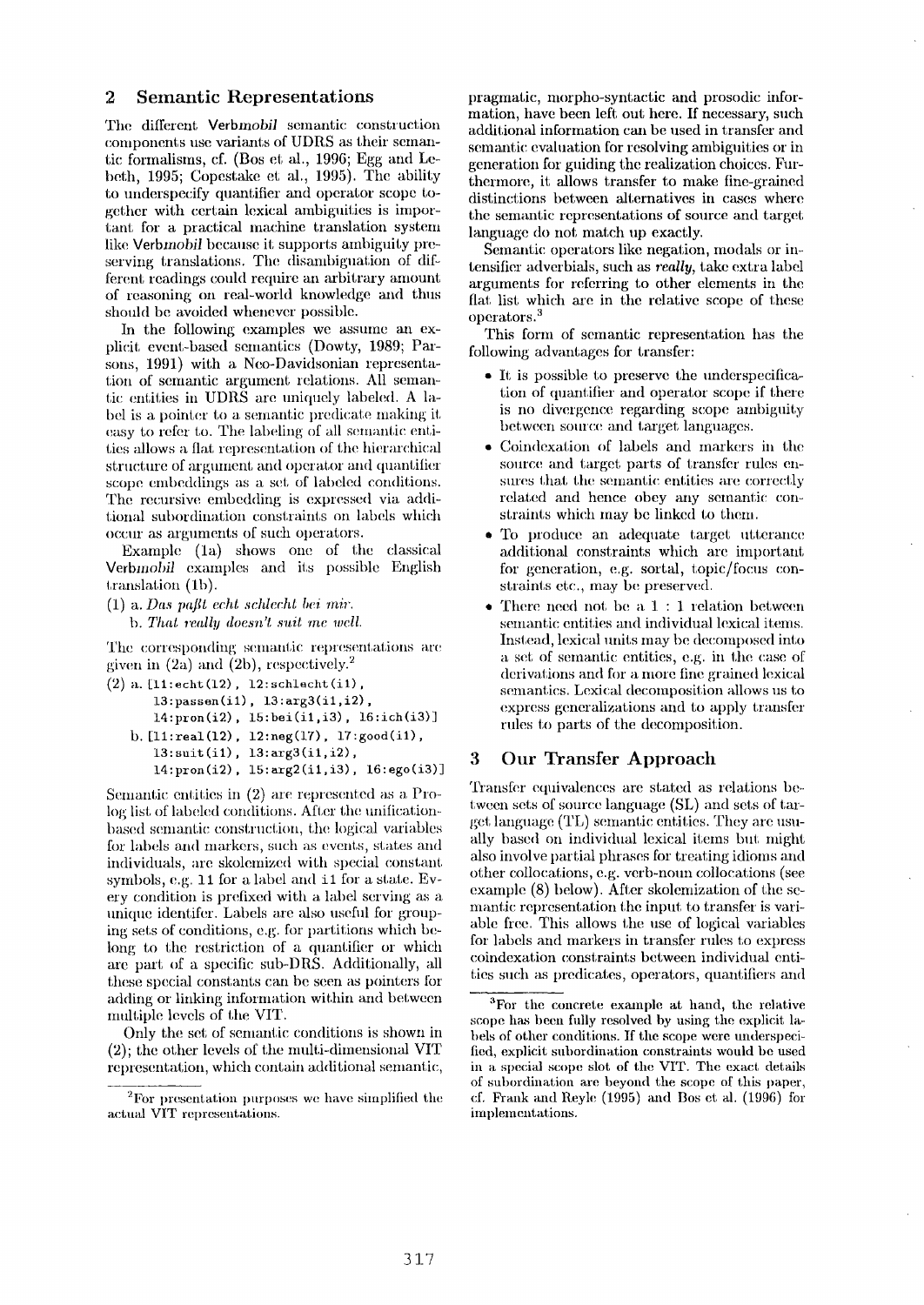## 2 Semantic Representations

The different Verb*mobil* semantic construction components use variants of UDRS as their semantic formalisms, cf. (Bos et al., 1996; Egg and Lebeth, 1995; Copestake et al., 1995). The ability to underspecify quantifier and operator scope together with certain lexical ambiguities is important for a practical machine translation system like Verb*mobil* because it supports ambiguity preserving translations. The disambiguation of different readings could require an arbitrary amount of reasoning on real-world knowledge and thus should be avoided whenever possible.

In the following examples we assume an explicit event-based semantics (Dowty, 1989; Parsons, 1991) with a Neo-Davidsonian representation of semantic argument relations. All semantic entities in UDRS are uniquely labeled. A label is a pointer to a semantic predicate making it easy to refer to. The labeling of all semantic entities allows a flat representation of the hierarchical structure of argument and operator and quantifier scope embeddings as a set of labeled conditions. The recursive embedding is expressed via additional subordination constraints on labels which occur as arguments of such operators.

Example (1a) shows one of the classical Verb*mobil* examples and its possible English translation (1b).

(1) a. *Das paßt echt schlecht bei mir.*
    b. *That really doesn't suit me well.*

The corresponding semantic representations are given in (2a) and (2b), respectively.[2]

```
(2) a. [l1:echt(l2), l2:schlecht(i1),
        l3:passen(i1), l3:arg3(i1,i2),
        l4:pron(i2), l5:bei(i1,i3), l6:ich(i3)]
    b. [l1:real(l2), l2:neg(l7), l7:good(i1),
        l3:suit(i1), l3:arg3(i1,i2),
        l4:pron(i2), l5:arg2(i1,i3), l6:ego(i3)]
```

Semantic entities in (2) are represented as a Prolog list of labeled conditions. After the unification-based semantic construction, the logical variables for labels and markers, such as events, states and individuals, are skolemized with special constant symbols, e.g. `l1` for a label and `i1` for a state. Every condition is prefixed with a label serving as a unique identifer. Labels are also useful for grouping sets of conditions, e.g. for partitions which belong to the restriction of a quantifier or which are part of a specific sub-DRS. Additionally, all these special constants can be seen as pointers for adding or linking information within and between multiple levels of the VIT.

Only the set of semantic conditions is shown in (2); the other levels of the multi-dimensional VIT representation, which contain additional semantic, pragmatic, morpho-syntactic and prosodic information, have been left out here. If necessary, such additional information can be used in transfer and semantic evaluation for resolving ambiguities or in generation for guiding the realization choices. Furthermore, it allows transfer to make fine-grained distinctions between alternatives in cases where the semantic representations of source and target language do not match up exactly.

Semantic operators like negation, modals or intensifier adverbials, such as ***really***, take extra label arguments for referring to other elements in the flat list which are in the relative scope of these operators.[3]

This form of semantic representation has the following advantages for transfer:

- It is possible to preserve the underspecification of quantifier and operator scope if there is no divergence regarding scope ambiguity between source and target languages.
- Coindexation of labels and markers in the source and target parts of transfer rules ensures that the semantic entities are correctly related and hence obey any semantic constraints which may be linked to them.
- To produce an adequate target utterance additional constraints which are important for generation, e.g. sortal, topic/focus constraints etc., may be preserved.
- There need not be a 1 : 1 relation between semantic entities and individual lexical items. Instead, lexical units may be decomposed into a set of semantic entities, e.g. in the case of derivations and for a more fine grained lexical semantics. Lexical decomposition allows us to express generalizations and to apply transfer rules to parts of the decomposition.

## 3 Our Transfer Approach

Transfer equivalences are stated as relations between sets of source language (SL) and sets of target language (TL) semantic entities. They are usually based on individual lexical items but might also involve partial phrases for treating idioms and other collocations, e.g. verb-noun collocations (see example (8) below). After skolemization of the semantic representation the input to transfer is variable free. This allows the use of logical variables for labels and markers in transfer rules to express coindexation constraints between individual entities such as predicates, operators, quantifiers and

---

[2] For presentation purposes we have simplified the actual VIT representations.

[3] For the concrete example at hand, the relative scope has been fully resolved by using the explicit labels of other conditions. If the scope were underspecified, explicit subordination constraints would be used in a special scope slot of the VIT. The exact details of subordination are beyond the scope of this paper, cf. Frank and Reyle (1995) and Bos et al. (1996) for implementations.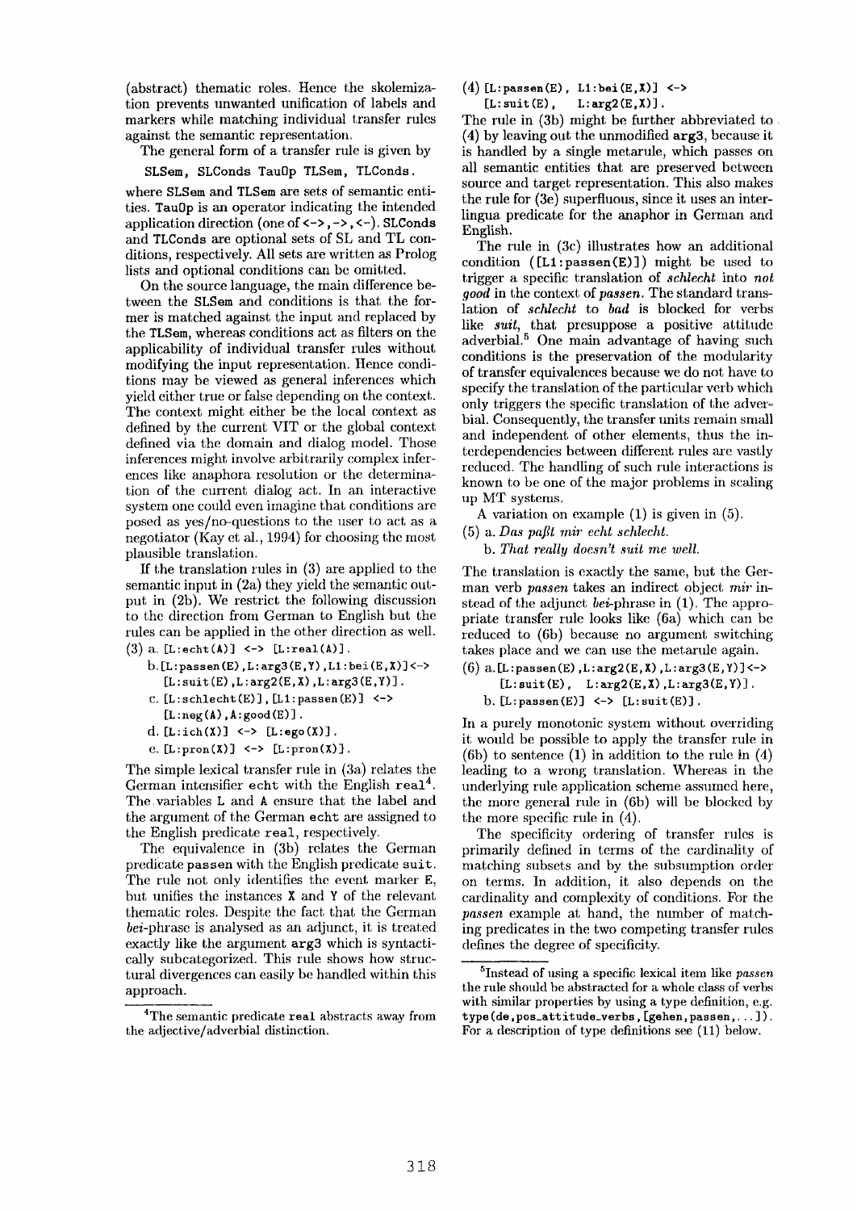(abstract) thematic roles. Hence the skolemization prevents unwanted unification of labels and markers while matching individual transfer rules against the semantic representation.

The general form of a transfer rule is given by

`SLSem, SLConds TauOp TLSem, TLConds.`

where `SLSem` and `TLSem` are sets of semantic entities. `TauOp` is an operator indicating the intended application direction (one of `<->`, `->`, `<-`). `SLConds` and `TLConds` are optional sets of SL and TL conditions, respectively. All sets are written as Prolog lists and optional conditions can be omitted.

On the source language, the main difference between the `SLSem` and conditions is that the former is matched against the input and replaced by the `TLSem`, whereas conditions act as filters on the applicability of individual transfer rules without modifying the input representation. Hence conditions may be viewed as general inferences which yield either true or false depending on the context. The context might either be the local context as defined by the current VIT or the global context defined via the domain and dialog model. Those inferences might involve arbitrarily complex inferences like anaphora resolution or the determination of the current dialog act. In an interactive system one could even imagine that conditions are posed as yes/no-questions to the user to act as a negotiator (Kay et al., 1994) for choosing the most plausible translation.

If the translation rules in (3) are applied to the semantic input in (2a) they yield the semantic output in (2b). We restrict the following discussion to the direction from German to English but the rules can be applied in the other direction as well.

(3) a. `[L:echt(A)] <-> [L:real(A)].`

b. `[L:passen(E),L:arg3(E,Y),L1:bei(E,X)]<-> [L:suit(E),L:arg2(E,X),L:arg3(E,Y)].`

c. `[L:schlecht(E)],[L1:passen(E)] <-> [L:neg(A),A:good(E)].`

d. `[L:ich(X)] <-> [L:ego(X)].`

e. `[L:pron(X)] <-> [L:pron(X)].`

The simple lexical transfer rule in (3a) relates the German intensifier `echt` with the English `real`[4]. The variables `L` and `A` ensure that the label and the argument of the German `echt` are assigned to the English predicate `real`, respectively.

The equivalence in (3b) relates the German predicate `passen` with the English predicate `suit`. The rule not only identifies the event marker `E`, but unifies the instances `X` and `Y` of the relevant thematic roles. Despite the fact that the German *bei*-phrase is analysed as an adjunct, it is treated exactly like the argument `arg3` which is syntactically subcategorized. This rule shows how structural divergences can easily be handled within this approach.

[4]The semantic predicate `real` abstracts away from the adjective/adverbial distinction.

(4) `[L:passen(E), L1:bei(E,X)] <-> [L:suit(E), L:arg2(E,X)].`

The rule in (3b) might be further abbreviated to (4) by leaving out the unmodified **arg3**, because it is handled by a single metarule, which passes on all semantic entities that are preserved between source and target representation. This also makes the rule for (3e) superfluous, since it uses an interlingua predicate for the anaphor in German and English.

The rule in (3c) illustrates how an additional condition (`[L1:passen(E)]`) might be used to trigger a specific translation of *schlecht* into *not good* in the context of *passen*. The standard translation of *schlecht* to *bad* is blocked for verbs like *suit*, that presuppose a positive attitude adverbial.[5] One main advantage of having such conditions is the preservation of the modularity of transfer equivalences because we do not have to specify the translation of the particular verb which only triggers the specific translation of the adverbial. Consequently, the transfer units remain small and independent of other elements, thus the interdependencies between different rules are vastly reduced. The handling of such rule interactions is known to be one of the major problems in scaling up MT systems.

A variation on example (1) is given in (5).

(5) a. *Das paßt mir echt schlecht.*

b. *That really doesn't suit me well.*

The translation is exactly the same, but the German verb *passen* takes an indirect object *mir* instead of the adjunct *bei*-phrase in (1). The appropriate transfer rule looks like (6a) which can be reduced to (6b) because no argument switching takes place and we can use the metarule again.

(6) a. `[L:passen(E),L:arg2(E,X),L:arg3(E,Y)]<-> [L:suit(E), L:arg2(E,X),L:arg3(E,Y)].`

b. `[L:passen(E)] <-> [L:suit(E)].`

In a purely monotonic system without overriding it would be possible to apply the transfer rule in (6b) to sentence (1) in addition to the rule in (4) leading to a wrong translation. Whereas in the underlying rule application scheme assumed here, the more general rule in (6b) will be blocked by the more specific rule in (4).

The specificity ordering of transfer rules is primarily defined in terms of the cardinality of matching subsets and by the subsumption order on terms. In addition, it also depends on the cardinality and complexity of conditions. For the *passen* example at hand, the number of matching predicates in the two competing transfer rules defines the degree of specificity.

[5]Instead of using a specific lexical item like *passen* the rule should be abstracted for a whole class of verbs with similar properties by using a type definition, e.g. `type(de,pos_attitude_verbs,[gehen,passen,...])`. For a description of type definitions see (11) below.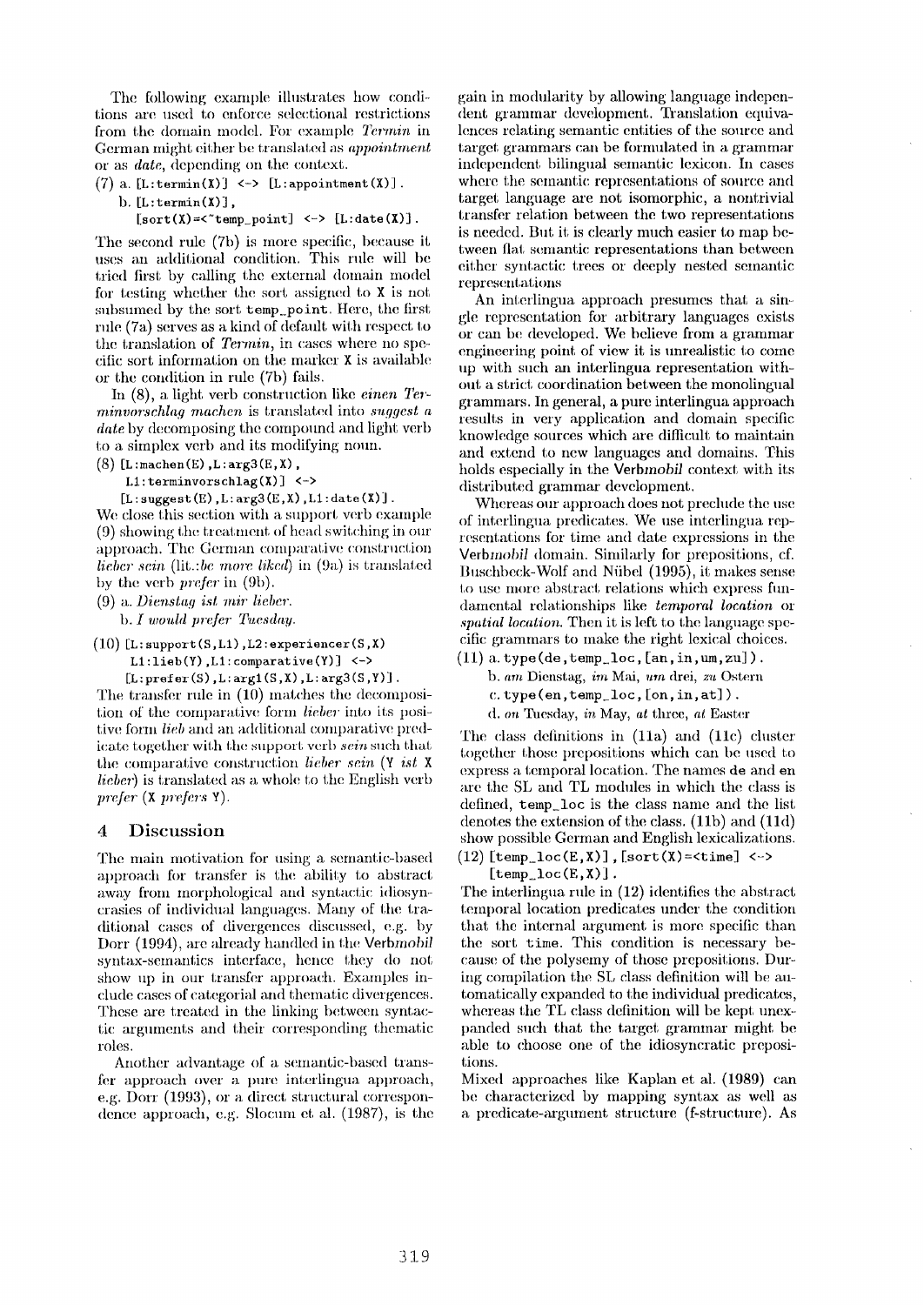The following example illustrates how conditions are used to enforce selectional restrictions from the domain model. For example *Termin* in German might either be translated as *appointment* or as *date*, depending on the context.

```
(7) a. [L:termin(X)] <-> [L:appointment(X)].
    b. [L:termin(X)],
       [sort(X)=<~temp_point] <-> [L:date(X)].
```

The second rule (7b) is more specific, because it uses an additional condition. This rule will be tried first by calling the external domain model for testing whether the sort assigned to X is not subsumed by the sort temp_point. Here, the first rule (7a) serves as a kind of default with respect to the translation of *Termin*, in cases where no specific sort information on the marker X is available or the condition in rule (7b) fails.

In (8), a light verb construction like *einen Terminvorschlag machen* is translated into *suggest a date* by decomposing the compound and light verb to a simplex verb and its modifying noun.

```
(8) [L:machen(E),L:arg3(E,X),
     L1:terminvorschlag(X)] <->
    [L:suggest(E),L:arg3(E,X),L1:date(X)].
```

We close this section with a support verb example (9) showing the treatment of head switching in our approach. The German comparative construction *lieber sein* (lit.:*be more liked*) in (9a) is translated by the verb *prefer* in (9b).

(9) a. *Dienstag ist mir lieber.*
  b. *I would prefer Tuesday.*

```
(10) [L:support(S,L1),L2:experiencer(S,X)
      L1:lieb(Y),L1:comparative(Y)] <->
     [L:prefer(S),L:arg1(S,X),L:arg3(S,Y)].
```

The transfer rule in (10) matches the decomposition of the comparative form *lieber* into its positive form *lieb* and an additional comparative predicate together with the support verb *sein* such that the comparative construction *lieber sein* (Y *ist* X *lieber*) is translated as a whole to the English verb *prefer* (X *prefers* Y).

## 4 Discussion

The main motivation for using a semantic-based approach for transfer is the ability to abstract away from morphological and syntactic idiosyncrasies of individual languages. Many of the traditional cases of divergences discussed, e.g. by Dorr (1994), are already handled in the Verb*mobil* syntax-semantics interface, hence they do not show up in our transfer approach. Examples include cases of categorial and thematic divergences. These are treated in the linking between syntactic arguments and their corresponding thematic roles.

Another advantage of a semantic-based transfer approach over a pure interlingua approach, e.g. Dorr (1993), or a direct structural correspondence approach, e.g. Slocum et al. (1987), is the gain in modularity by allowing language independent grammar development. Translation equivalences relating semantic entities of the source and target grammars can be formulated in a grammar independent bilingual semantic lexicon. In cases where the semantic representations of source and target language are not isomorphic, a nontrivial transfer relation between the two representations is needed. But it is clearly much easier to map between flat semantic representations than between either syntactic trees or deeply nested semantic representations

An interlingua approach presumes that a single representation for arbitrary languages exists or can be developed. We believe from a grammar engineering point of view it is unrealistic to come up with such an interlingua representation without a strict coordination between the monolingual grammars. In general, a pure interlingua approach results in very application and domain specific knowledge sources which are difficult to maintain and extend to new languages and domains. This holds especially in the Verb*mobil* context with its distributed grammar development.

Whereas our approach does not preclude the use of interlingua predicates. We use interlingua representations for time and date expressions in the Verb*mobil* domain. Similarly for prepositions, cf. Buschbeck-Wolf and Nübel (1995), it makes sense to use more abstract relations which express fundamental relationships like *temporal location* or *spatial location*. Then it is left to the language specific grammars to make the right lexical choices.

(11) a. type(de,temp_loc,[an,in,um,zu]).
  b. *am* Dienstag, *im* Mai, *um* drei, *zu* Ostern
  c. type(en,temp_loc,[on,in,at]).
  d. *on* Tuesday, *in* May, *at* three, *at* Easter

The class definitions in (11a) and (11c) cluster together those prepositions which can be used to express a temporal location. The names de and en are the SL and TL modules in which the class is defined, temp_loc is the class name and the list denotes the extension of the class. (11b) and (11d) show possible German and English lexicalizations.

```
(12) [temp_loc(E,X)],[sort(X)=<time] <->
     [temp_loc(E,X)].
```

The interlingua rule in (12) identifies the abstract temporal location predicates under the condition that the internal argument is more specific than the sort time. This condition is necessary because of the polysemy of those prepositions. During compilation the SL class definition will be automatically expanded to the individual predicates, whereas the TL class definition will be kept unexpanded such that the target grammar might be able to choose one of the idiosyncratic prepositions.

Mixed approaches like Kaplan et al. (1989) can be characterized by mapping syntax as well as a predicate-argument structure (f-structure). As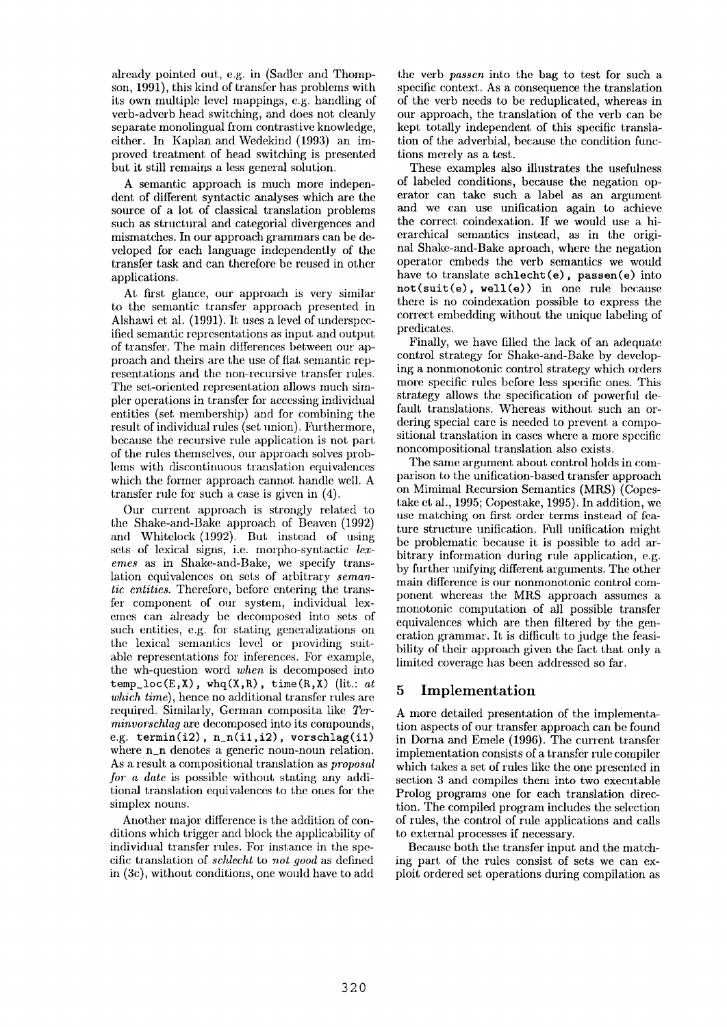already pointed out, e.g. in (Sadler and Thompson, 1991), this kind of transfer has problems with its own multiple level mappings, e.g. handling of verb-adverb head switching, and does not cleanly separate monolingual from contrastive knowledge, either. In Kaplan and Wedekind (1993) an improved treatment of head switching is presented but it still remains a less general solution.

A semantic approach is much more independent of different syntactic analyses which are the source of a lot of classical translation problems such as structural and categorial divergences and mismatches. In our approach grammars can be developed for each language independently of the transfer task and can therefore be reused in other applications.

At first glance, our approach is very similar to the semantic transfer approach presented in Alshawi et al. (1991). It uses a level of underspecified semantic representations as input and output of transfer. The main differences between our approach and theirs are the use of flat semantic representations and the non-recursive transfer rules. The set-oriented representation allows much simpler operations in transfer for accessing individual entities (set membership) and for combining the result of individual rules (set union). Furthermore, because the recursive rule application is not part of the rules themselves, our approach solves problems with discontinuous translation equivalences which the former approach cannot handle well. A transfer rule for such a case is given in (4).

Our current approach is strongly related to the Shake-and-Bake approach of Beaven (1992) and Whitelock (1992). But instead of using sets of lexical signs, i.e. morpho-syntactic *lexemes* as in Shake-and-Bake, we specify translation equivalences on sets of arbitrary *semantic entities*. Therefore, before entering the transfer component of our system, individual lexemes can already be decomposed into sets of such entities, e.g. for stating generalizations on the lexical semantics level or providing suitable representations for inferences. For example, the wh-question word *when* is decomposed into `temp_loc(E,X), whq(X,R), time(R,X)` (lit.: *at which time*), hence no additional transfer rules are required. Similarly, German composita like *Terminvorschlag* are decomposed into its compounds, e.g. `termin(i2), n_n(i1,i2), vorschlag(i1)` where `n_n` denotes a generic noun-noun relation. As a result a compositional translation as *proposal for a date* is possible without stating any additional translation equivalences to the ones for the simplex nouns.

Another major difference is the addition of conditions which trigger and block the applicability of individual transfer rules. For instance in the specific translation of *schlecht* to *not good* as defined in (3c), without conditions, one would have to add the verb *passen* into the bag to test for such a specific context. As a consequence the translation of the verb needs to be reduplicated, whereas in our approach, the translation of the verb can be kept totally independent of this specific translation of the adverbial, because the condition functions merely as a test.

These examples also illustrates the usefulness of labeled conditions, because the negation operator can take such a label as an argument and we can use unification again to achieve the correct coindexation. If we would use a hierarchical semantics instead, as in the original Shake-and-Bake aproach, where the negation operator embeds the verb semantics we would have to translate `schlecht(e), passen(e)` into `not(suit(e), well(e))` in one rule because there is no coindexation possible to express the correct embedding without the unique labeling of predicates.

Finally, we have filled the lack of an adequate control strategy for Shake-and-Bake by developing a nonmonotonic control strategy which orders more specific rules before less specific ones. This strategy allows the specification of powerful default translations. Whereas without such an ordering special care is needed to prevent a compositional translation in cases where a more specific noncompositional translation also exists.

The same argument about control holds in comparison to the unification-based transfer approach on Mimimal Recursion Semantics (MRS) (Copestake et al., 1995; Copestake, 1995). In addition, we use matching on first order terms instead of feature structure unification. Full unification might be problematic because it is possible to add arbitrary information during rule application, e.g. by further unifying different arguments. The other main difference is our nonmonotonic control component whereas the MRS approach assumes a monotonic computation of all possible transfer equivalences which are then filtered by the generation grammar. It is difficult to judge the feasibility of their approach given the fact that only a limited coverage has been addressed so far.

## 5 Implementation

A more detailed presentation of the implementation aspects of our transfer approach can be found in Dorna and Emele (1996). The current transfer implementation consists of a transfer rule compiler which takes a set of rules like the one presented in section 3 and compiles them into two executable Prolog programs one for each translation direction. The compiled program includes the selection of rules, the control of rule applications and calls to external processes if necessary.

Because both the transfer input and the matching part of the rules consist of sets we can exploit ordered set operations during compilation as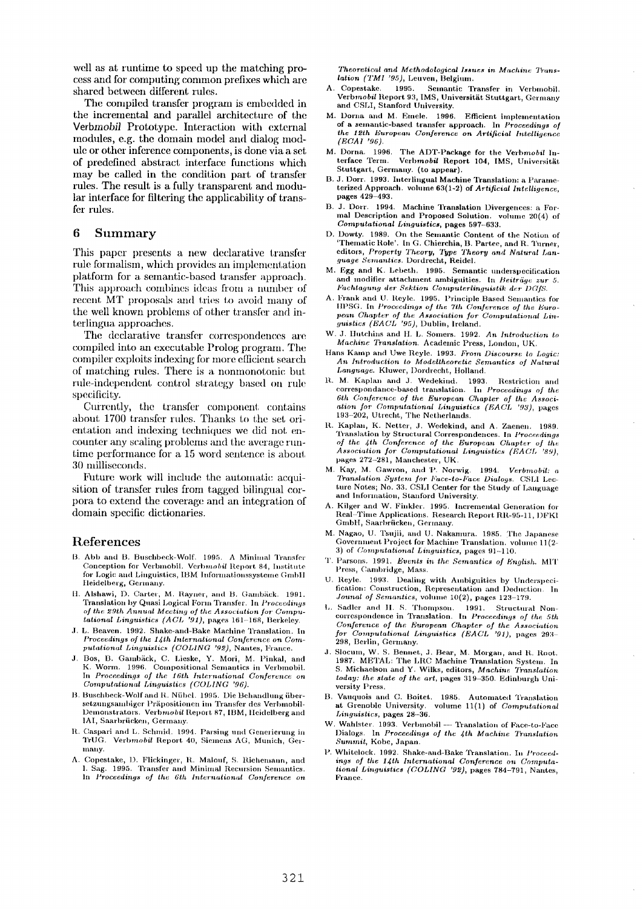well as at runtime to speed up the matching process and for computing common prefixes which are shared between different rules.

The compiled transfer program is embedded in the incremental and parallel architecture of the Verb*mobil* Prototype. Interaction with external modules, e.g. the domain model and dialog module or other inference components, is done via a set of predefined abstract interface functions which may be called in the condition part of transfer rules. The result is a fully transparent and modular interface for filtering the applicability of transfer rules.

## 6 Summary

This paper presents a new declarative transfer rule formalism, which provides an implementation platform for a semantic-based transfer approach. This approach combines ideas from a number of recent MT proposals and tries to avoid many of the well known problems of other transfer and interlingua approaches.

The declarative transfer correspondences are compiled into an executable Prolog program. The compiler exploits indexing for more efficient search of matching rules. There is a nonmonotonic but rule-independent control strategy based on rule specificity.

Currently, the transfer component contains about 1700 transfer rules. Thanks to the set orientation and indexing techniques we did not encounter any scaling problems and the average runtime performance for a 15 word sentence is about 30 milliseconds.

Future work will include the automatic acquisition of transfer rules from tagged bilingual corpora to extend the coverage and an integration of domain specific dictionaries.

## References

B. Abb and B. Buschbeck-Wolf. 1995. A Minimal Transfer Conception for Verbmobil. Verb*mobil* Report 84, Institute for Logic and Linguistics, IBM Informationssysteme GmbH Heidelberg, Germany.

H. Alshawi, D. Carter, M. Rayner, and B. Gambäck. 1991. Translation by Quasi Logical Form Transfer. In *Proceedings of the 29th Annual Meeting of the Association for Computational Linguistics (ACL '91)*, pages 161–168, Berkeley.

J. L. Beaven. 1992. Shake-and-Bake Machine Translation. In *Proceedings of the 14th International Conference on Computational Linguistics (COLING '92)*, Nantes, France.

J. Bos, B. Gambäck, C. Lieske, Y. Mori, M. Pinkal, and K. Worm. 1996. Compositional Semantics in Verbmobil. In *Proceedings of the 16th International Conference on Computational Linguistics (COLING '96)*.

B. Buschbeck-Wolf and R. Nübel. 1995. Die Behandlung übersetzungsambiger Präpositionen im Transfer des Verbmobil-Demonstrators. Verb*mobil* Report 87, IBM, Heidelberg and IAI, Saarbrücken, Germany.

R. Caspari and L. Schmid. 1994. Parsing und Generierung in TrUG. Verb*mobil* Report 40, Siemens AG, Munich, Germany.

A. Copestake, D. Flickinger, R. Malouf, S. Riehemann, and I. Sag. 1995. Transfer and Minimal Recursion Semantics. In *Proceedings of the 6th International Conference on Theoretical and Methodological Issues in Machine Translation (TMI '95)*, Leuven, Belgium.

A. Copestake. 1995. Semantic Transfer in Verbmobil. Verb*mobil* Report 93, IMS, Universität Stuttgart, Germany and CSLI, Stanford University.

M. Dorna and M. Emele. 1996. Efficient implementation of a semantic-based transfer approach. In *Proceedings of the 12th European Conference on Artificial Intelligence (ECAI '96)*.

M. Dorna. 1996. The ADT-Package for the Verb*mobil* Interface Term. Verb*mobil* Report 104, IMS, Universität Stuttgart, Germany. (to appear).

B. J. Dorr. 1993. Interlingual Machine Translation: a Parameterized Approach. volume 63(1-2) of *Artificial Intelligence*, pages 429–493.

B. J. Dorr. 1994. Machine Translation Divergences: a Formal Description and Proposed Solution. volume 20(4) of *Computational Linguistics*, pages 597–633.

D. Dowty. 1989. On the Semantic Content of the Notion of 'Thematic Role'. In G. Chierchia, B. Partee, and R. Turner, editors, *Property Theory, Type Theory and Natural Language Semantics*. Dordrecht, Reidel.

M. Egg and K. Lebeth. 1995. Semantic underspecification and modifier attachment ambiguities. In *Beiträge zur 5. Fachtagung der Sektion Computerlinguistik der DGfS*.

A. Frank and U. Reyle. 1995. Principle Based Semantics for HPSG. In *Proceedings of the 7th Conference of the European Chapter of the Association for Computational Linguistics (EACL '95)*, Dublin, Ireland.

W. J. Hutchins and H. L. Somers. 1992. *An Introduction to Machine Translation*. Academic Press, London, UK.

Hans Kamp and Uwe Reyle. 1993. *From Discourse to Logic: An Introduction to Modeltheoretic Semantics of Natural Language*. Kluwer, Dordrecht, Holland.

R. M. Kaplan and J. Wedekind. 1993. Restriction and correspondance-based translation. In *Proceedings of the 6th Conference of the European Chapter of the Association for Computational Linguistics (EACL '93)*, pages 193–202, Utrecht, The Netherlands.

R. Kaplan, K. Netter, J. Wedekind, and A. Zaenen. 1989. Translation by Structural Correspondences. In *Proceedings of the 4th Conference of the European Chapter of the Association for Computational Linguistics (EACL '89)*, pages 272–281, Manchester, UK.

M. Kay, M. Gawron, and P. Norwig. 1994. *Verbmobil: a Translation System for Face-to-Face Dialogs*. CSLI Lecture Notes; No. 33. CSLI Center for the Study of Language and Information, Stanford University.

A. Kilger and W. Finkler. 1995. Incremental Generation for Real–Time Applications. Research Report RR-95-11, DFKI GmbH, Saarbrücken, Germany.

M. Nagao, J. Tsujii, and J. Nakamura. 1985. The Japanese Government Project for Machine Translation. volume 11(2-3) of *Computational Linguistics*, pages 91–110.

T. Parsons. 1991. *Events in the Semantics of English*. MIT Press, Cambridge, Mass.

U. Reyle. 1993. Dealing with Ambiguities by Underspecification: Construction, Representation and Deduction. In *Jounal of Semantics*, volume 10(2), pages 123–179.

L. Sadler and H. S. Thompson. 1991. Structural Non-correspondence in Translation. In *Proceedings of the 5th Conference of the European Chapter of the Association for Computational Linguistics (EACL '91)*, pages 293–298, Berlin, Germany.

J. Slocum, W. S. Bennet, J. Bear, M. Morgan, and R. Root. 1987. METAL: The LRC Machine Translation System. In S. Michaelson and Y. Wilks, editors, *Machine Translation today: the state of the art*, pages 319–350. Edinburgh University Press.

B. Vauquois and C. Boitet. 1985. Automated Translation at Grenoble University. volume 11(1) of *Computational Linguistics*, pages 28–36.

W. Wahlster. 1993. Verbmobil — Translation of Face-to-Face Dialogs. In *Proceedings of the 4th Machine Translation Summit*, Kobe, Japan.

P. Whitelock. 1992. Shake-and-Bake Translation. In *Proceedings of the 14th International Conference on Computational Linguistics (COLING '92)*, pages 784–791, Nantes, France.